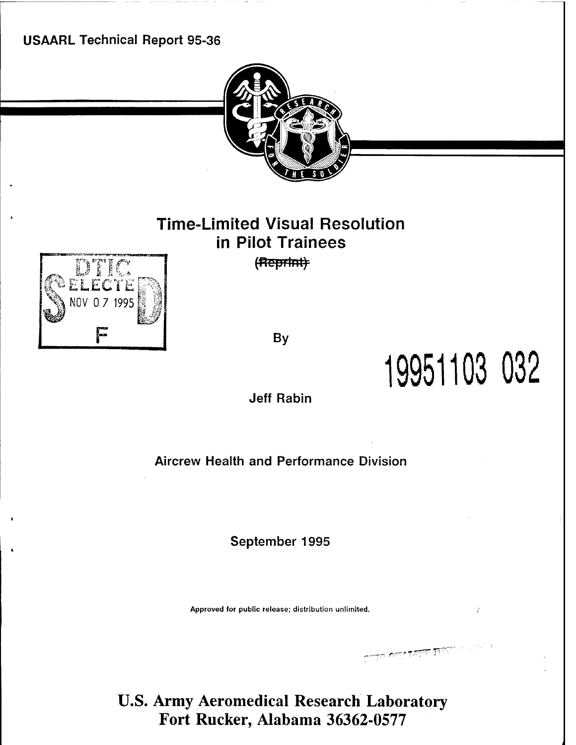USAARL Technical Report 95-36

# Time-Limited Visual Resolution in Pilot Trainees

~~(Reprint)~~

DTIC ELECTE NOV 07 1995 F

By

19951103 032

Jeff Rabin

Aircrew Health and Performance Division

September 1995

Approved for public release; distribution unlimited.

**U.S. Army Aeromedical Research Laboratory**
**Fort Rucker, Alabama 36362-0577**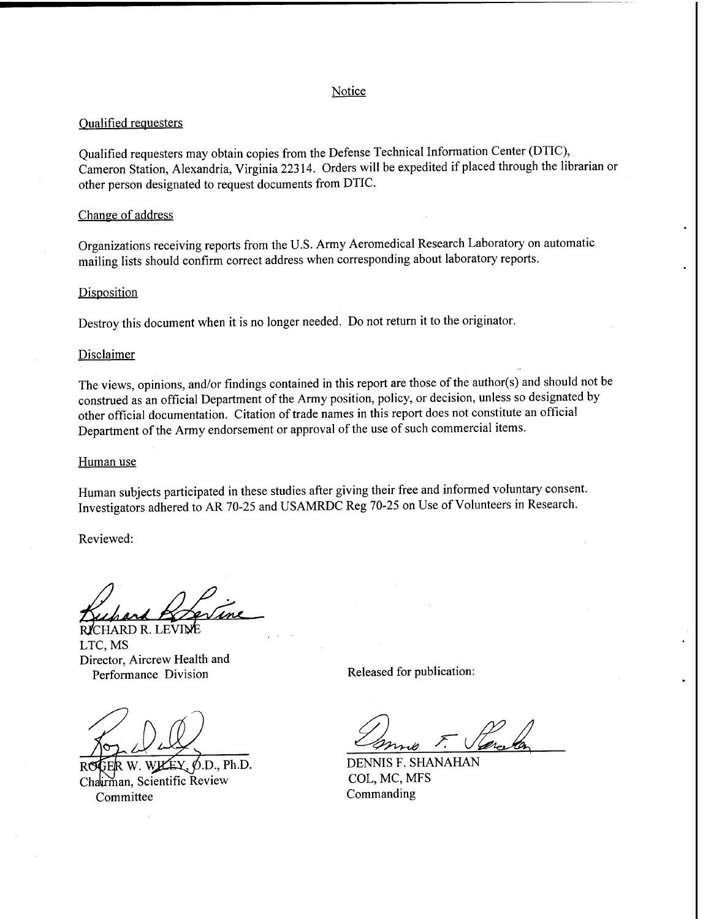# Notice

## Qualified requesters

Qualified requesters may obtain copies from the Defense Technical Information Center (DTIC), Cameron Station, Alexandria, Virginia 22314. Orders will be expedited if placed through the librarian or other person designated to request documents from DTIC.

## Change of address

Organizations receiving reports from the U.S. Army Aeromedical Research Laboratory on automatic mailing lists should confirm correct address when corresponding about laboratory reports.

## Disposition

Destroy this document when it is no longer needed. Do not return it to the originator.

## Disclaimer

The views, opinions, and/or findings contained in this report are those of the author(s) and should not be construed as an official Department of the Army position, policy, or decision, unless so designated by other official documentation. Citation of trade names in this report does not constitute an official Department of the Army endorsement or approval of the use of such commercial items.

## Human use

Human subjects participated in these studies after giving their free and informed voluntary consent. Investigators adhered to AR 70-25 and USAMRDC Reg 70-25 on Use of Volunteers in Research.

Reviewed:

RICHARD R. LEVINE
LTC, MS
Director, Aircrew Health and
Performance Division

ROGER W. WILEY, O.D., Ph.D.
Chairman, Scientific Review
Committee

Released for publication:

DENNIS F. SHANAHAN
COL, MC, MFS
Commanding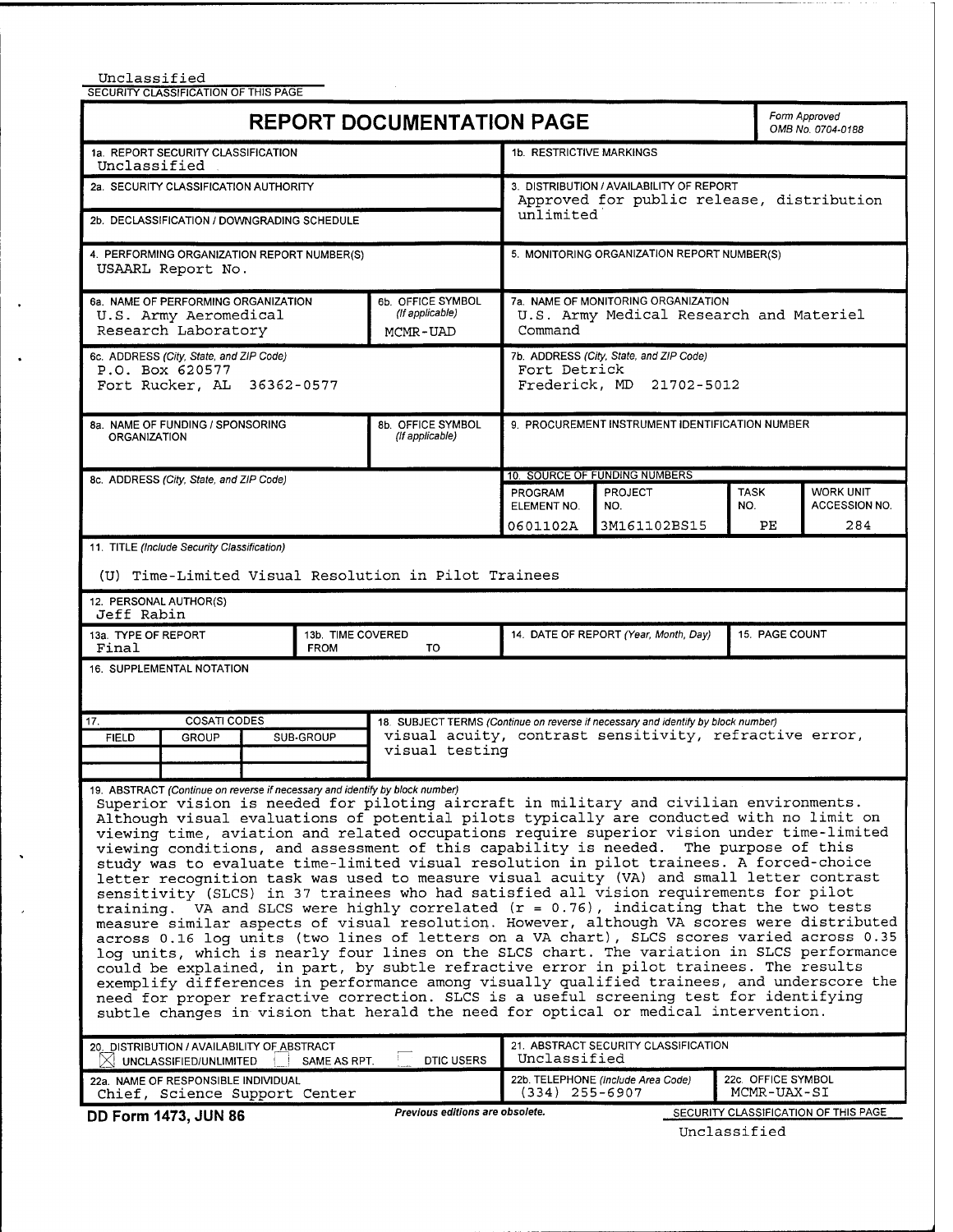Unclassified

SECURITY CLASSIFICATION OF THIS PAGE

# REPORT DOCUMENTATION PAGE

*Form Approved OMB No. 0704-0188*

| | |
|---|---|
| 1a. REPORT SECURITY CLASSIFICATION: Unclassified | 1b. RESTRICTIVE MARKINGS |
| 2a. SECURITY CLASSIFICATION AUTHORITY | 3. DISTRIBUTION / AVAILABILITY OF REPORT: Approved for public release, distribution unlimited |
| 2b. DECLASSIFICATION / DOWNGRADING SCHEDULE | |
| 4. PERFORMING ORGANIZATION REPORT NUMBER(S): USAARL Report No. | 5. MONITORING ORGANIZATION REPORT NUMBER(S) |
| 6a. NAME OF PERFORMING ORGANIZATION: U.S. Army Aeromedical Research Laboratory — 6b. OFFICE SYMBOL (If applicable): MCMR-UAD | 7a. NAME OF MONITORING ORGANIZATION: U.S. Army Medical Research and Materiel Command |
| 6c. ADDRESS (City, State, and ZIP Code): P.O. Box 620577, Fort Rucker, AL 36362-0577 | 7b. ADDRESS (City, State, and ZIP Code): Fort Detrick, Frederick, MD 21702-5012 |
| 8a. NAME OF FUNDING / SPONSORING ORGANIZATION — 8b. OFFICE SYMBOL (If applicable) | 9. PROCUREMENT INSTRUMENT IDENTIFICATION NUMBER |
| 8c. ADDRESS (City, State, and ZIP Code) | 10. SOURCE OF FUNDING NUMBERS |

| PROGRAM ELEMENT NO. | PROJECT NO. | TASK NO. | WORK UNIT ACCESSION NO. |
|---|---|---|---|
| 0601102A | 3M161102BS15 | PE | 284 |

11. TITLE (Include Security Classification)

(U) Time-Limited Visual Resolution in Pilot Trainees

12. PERSONAL AUTHOR(S)

Jeff Rabin

| 13a. TYPE OF REPORT | 13b. TIME COVERED | 14. DATE OF REPORT (Year, Month, Day) | 15. PAGE COUNT |
|---|---|---|---|
| Final | FROM TO | | |

16. SUPPLEMENTAL NOTATION

| 17. COSATI CODES | | | 18. SUBJECT TERMS (Continue on reverse if necessary and identify by block number) |
|---|---|---|---|
| FIELD | GROUP | SUB-GROUP | visual acuity, contrast sensitivity, refractive error, visual testing |

19. ABSTRACT (Continue on reverse if necessary and identify by block number)

Superior vision is needed for piloting aircraft in military and civilian environments. Although visual evaluations of potential pilots typically are conducted with no limit on viewing time, aviation and related occupations require superior vision under time-limited viewing conditions, and assessment of this capability is needed. The purpose of this study was to evaluate time-limited visual resolution in pilot trainees. A forced-choice letter recognition task was used to measure visual acuity (VA) and small letter contrast sensitivity (SLCS) in 37 trainees who had satisfied all vision requirements for pilot training. VA and SLCS were highly correlated ($r = 0.76$), indicating that the two tests measure similar aspects of visual resolution. However, although VA scores were distributed across 0.16 log units (two lines of letters on a VA chart), SLCS scores varied across 0.35 log units, which is nearly four lines on the SLCS chart. The variation in SLCS performance could be explained, in part, by subtle refractive error in pilot trainees. The results exemplify differences in performance among visually qualified trainees, and underscore the need for proper refractive correction. SLCS is a useful screening test for identifying subtle changes in vision that herald the need for optical or medical intervention.

| | |
|---|---|
| 20. DISTRIBUTION / AVAILABILITY OF ABSTRACT: ☒ UNCLASSIFIED/UNLIMITED ☐ SAME AS RPT. ☐ DTIC USERS | 21. ABSTRACT SECURITY CLASSIFICATION: Unclassified |
| 22a. NAME OF RESPONSIBLE INDIVIDUAL: Chief, Science Support Center | 22b. TELEPHONE (Include Area Code): (334) 255-6907 — 22c. OFFICE SYMBOL: MCMR-UAX-SI |

DD Form 1473, JUN 86 — *Previous editions are obsolete.*

SECURITY CLASSIFICATION OF THIS PAGE

Unclassified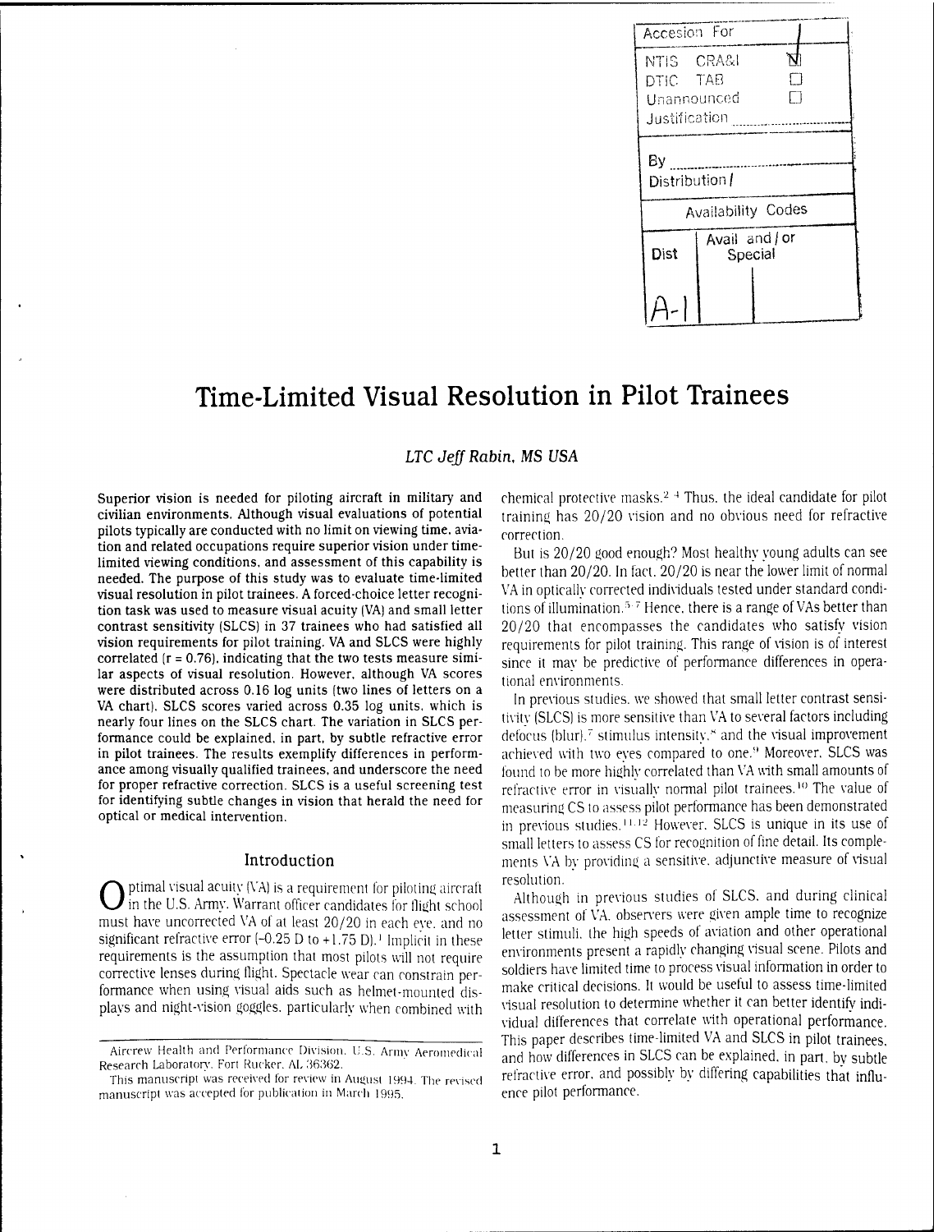| Accesion For | | |
|---|---|---|
| NTIS CRA&I | | ☒ |
| DTIC TAB | | ☐ |
| Unannounced | | ☐ |
| Justification | | |
| By | | |
| Distribution / | | |
| Availability Codes | | |
| Dist | Avail and / or Special | |
| A-1 | | |

# Time-Limited Visual Resolution in Pilot Trainees

*LTC Jeff Rabin, MS USA*

**Superior vision is needed for piloting aircraft in military and civilian environments. Although visual evaluations of potential pilots typically are conducted with no limit on viewing time, aviation and related occupations require superior vision under time-limited viewing conditions, and assessment of this capability is needed. The purpose of this study was to evaluate time-limited visual resolution in pilot trainees. A forced-choice letter recognition task was used to measure visual acuity (VA) and small letter contrast sensitivity (SLCS) in 37 trainees who had satisfied all vision requirements for pilot training. VA and SLCS were highly correlated (r = 0.76), indicating that the two tests measure similar aspects of visual resolution. However, although VA scores were distributed across 0.16 log units (two lines of letters on a VA chart), SLCS scores varied across 0.35 log units, which is nearly four lines on the SLCS chart. The variation in SLCS performance could be explained, in part, by subtle refractive error in pilot trainees. The results exemplify differences in performance among visually qualified trainees, and underscore the need for proper refractive correction. SLCS is a useful screening test for identifying subtle changes in vision that herald the need for optical or medical intervention.**

## Introduction

Optimal visual acuity (VA) is a requirement for piloting aircraft in the U.S. Army. Warrant officer candidates for flight school must have uncorrected VA of at least 20/20 in each eye, and no significant refractive error (−0.25 D to +1.75 D).[1] Implicit in these requirements is the assumption that most pilots will not require corrective lenses during flight. Spectacle wear can constrain performance when using visual aids such as helmet-mounted displays and night-vision goggles, particularly when combined with chemical protective masks.[2-4] Thus, the ideal candidate for pilot training has 20/20 vision and no obvious need for refractive correction.

But is 20/20 good enough? Most healthy young adults can see better than 20/20. In fact, 20/20 is near the lower limit of normal VA in optically corrected individuals tested under standard conditions of illumination.[5-7] Hence, there is a range of VAs better than 20/20 that encompasses the candidates who satisfy vision requirements for pilot training. This range of vision is of interest since it may be predictive of performance differences in operational environments.

In previous studies, we showed that small letter contrast sensitivity (SLCS) is more sensitive than VA to several factors including defocus (blur),[7] stimulus intensity,[8] and the visual improvement achieved with two eyes compared to one.[9] Moreover, SLCS was found to be more highly correlated than VA with small amounts of refractive error in visually normal pilot trainees.[10] The value of measuring CS to assess pilot performance has been demonstrated in previous studies.[11,12] However, SLCS is unique in its use of small letters to assess CS for recognition of fine detail. Its complements VA by providing a sensitive, adjunctive measure of visual resolution.

Although in previous studies of SLCS, and during clinical assessment of VA, observers were given ample time to recognize letter stimuli, the high speeds of aviation and other operational environments present a rapidly changing visual scene. Pilots and soldiers have limited time to process visual information in order to make critical decisions. It would be useful to assess time-limited visual resolution to determine whether it can better identify individual differences that correlate with operational performance. This paper describes time-limited VA and SLCS in pilot trainees, and how differences in SLCS can be explained, in part, by subtle refractive error, and possibly by differing capabilities that influence pilot performance.

Aircrew Health and Performance Division, U.S. Army Aeromedical Research Laboratory, Fort Rucker, AL 36362.

This manuscript was received for review in August 1994. The revised manuscript was accepted for publication in March 1995.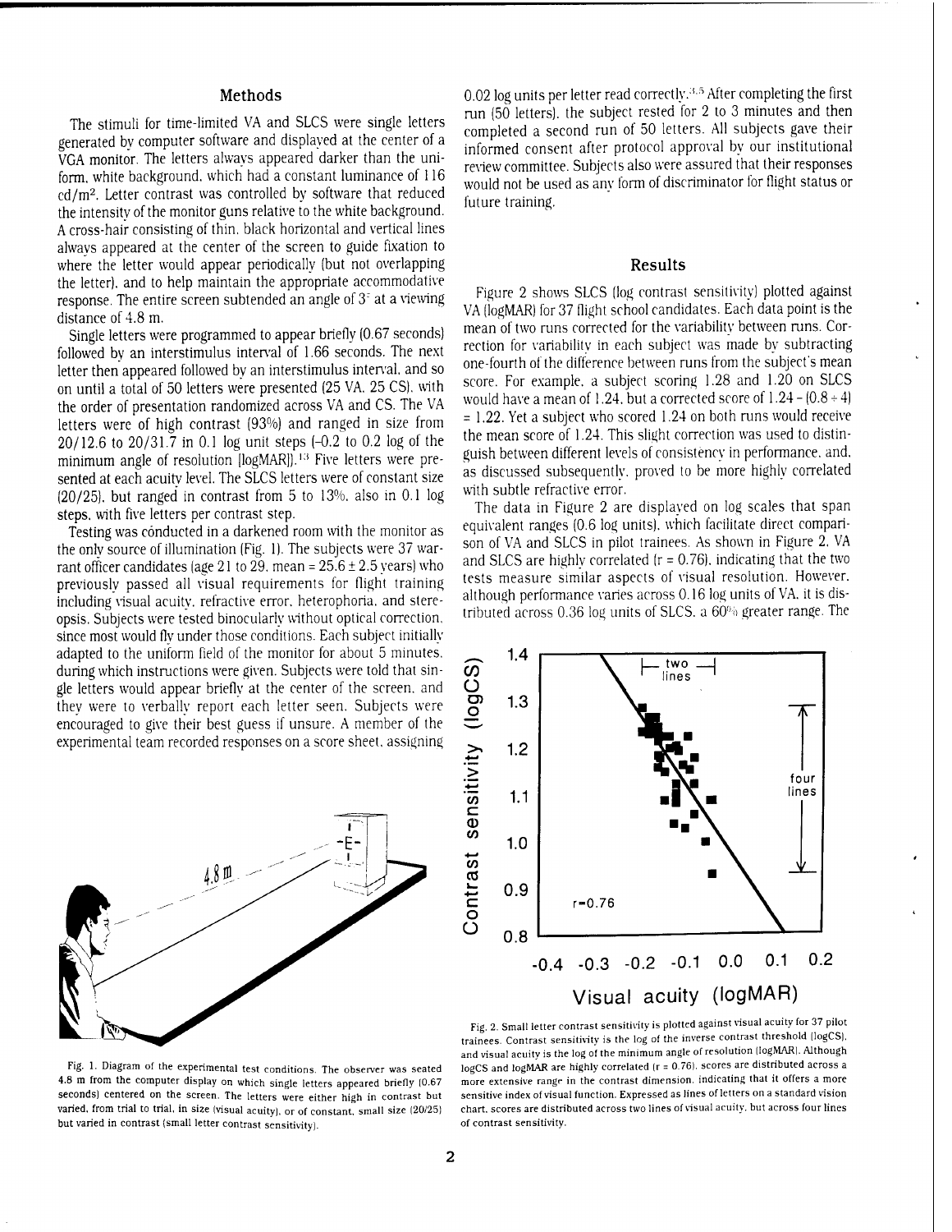## Methods

The stimuli for time-limited VA and SLCS were single letters generated by computer software and displayed at the center of a VGA monitor. The letters always appeared darker than the uniform, white background, which had a constant luminance of 116 cd/m². Letter contrast was controlled by software that reduced the intensity of the monitor guns relative to the white background. A cross-hair consisting of thin, black horizontal and vertical lines always appeared at the center of the screen to guide fixation to where the letter would appear periodically (but not overlapping the letter), and to help maintain the appropriate accommodative response. The entire screen subtended an angle of 3° at a viewing distance of 4.8 m.

Single letters were programmed to appear briefly (0.67 seconds) followed by an interstimulus interval of 1.66 seconds. The next letter then appeared followed by an interstimulus interval, and so on until a total of 50 letters were presented (25 VA, 25 CS), with the order of presentation randomized across VA and CS. The VA letters were of high contrast (93%) and ranged in size from 20/12.6 to 20/31.7 in 0.1 log unit steps (-0.2 to 0.2 log of the minimum angle of resolution [logMAR]).[13] Five letters were presented at each acuity level. The SLCS letters were of constant size (20/25), but ranged in contrast from 5 to 13%, also in 0.1 log steps, with five letters per contrast step.

Testing was conducted in a darkened room with the monitor as the only source of illumination (Fig. 1). The subjects were 37 warrant officer candidates (age 21 to 29, mean = 25.6 ± 2.5 years) who previously passed all visual requirements for flight training including visual acuity, refractive error, heterophoria, and stereopsis. Subjects were tested binocularly without optical correction, since most would fly under those conditions. Each subject initially adapted to the uniform field of the monitor for about 5 minutes, during which instructions were given. Subjects were told that single letters would appear briefly at the center of the screen, and they were to verbally report each letter seen. Subjects were encouraged to give their best guess if unsure. A member of the experimental team recorded responses on a score sheet, assigning 0.02 log units per letter read correctly.[3,5] After completing the first run (50 letters), the subject rested for 2 to 3 minutes and then completed a second run of 50 letters. All subjects gave their informed consent after protocol approval by our institutional review committee. Subjects also were assured that their responses would not be used as any form of discriminator for flight status or future training.

Fig. 1. Diagram of the experimental test conditions. The observer was seated 4.8 m from the computer display on which single letters appeared briefly (0.67 seconds) centered on the screen. The letters were either high in contrast but varied, from trial to trial, in size (visual acuity), or of constant, small size (20/25) but varied in contrast (small letter contrast sensitivity).

## Results

Figure 2 shows SLCS (log contrast sensitivity) plotted against VA (logMAR) for 37 flight school candidates. Each data point is the mean of two runs corrected for the variability between runs. Correction for variability in each subject was made by subtracting one-fourth of the difference between runs from the subject's mean score. For example, a subject scoring 1.28 and 1.20 on SLCS would have a mean of 1.24, but a corrected score of 1.24 - (0.8 ÷ 4) = 1.22. Yet a subject who scored 1.24 on both runs would receive the mean score of 1.24. This slight correction was used to distinguish between different levels of consistency in performance, and, as discussed subsequently, proved to be more highly correlated with subtle refractive error.

The data in Figure 2 are displayed on log scales that span equivalent ranges (0.6 log units), which facilitate direct comparison of VA and SLCS in pilot trainees. As shown in Figure 2, VA and SLCS are highly correlated (r = 0.76), indicating that the two tests measure similar aspects of visual resolution. However, although performance varies across 0.16 log units of VA, it is distributed across 0.36 log units of SLCS, a 60% greater range. The

Fig. 2. Small letter contrast sensitivity is plotted against visual acuity for 37 pilot trainees. Contrast sensitivity is the log of the inverse contrast threshold (logCS), and visual acuity is the log of the minimum angle of resolution (logMAR). Although logCS and logMAR are highly correlated (r = 0.76), scores are distributed across a more extensive range in the contrast dimension, indicating that it offers a more sensitive index of visual function. Expressed as lines of letters on a standard vision chart, scores are distributed across two lines of visual acuity, but across four lines of contrast sensitivity.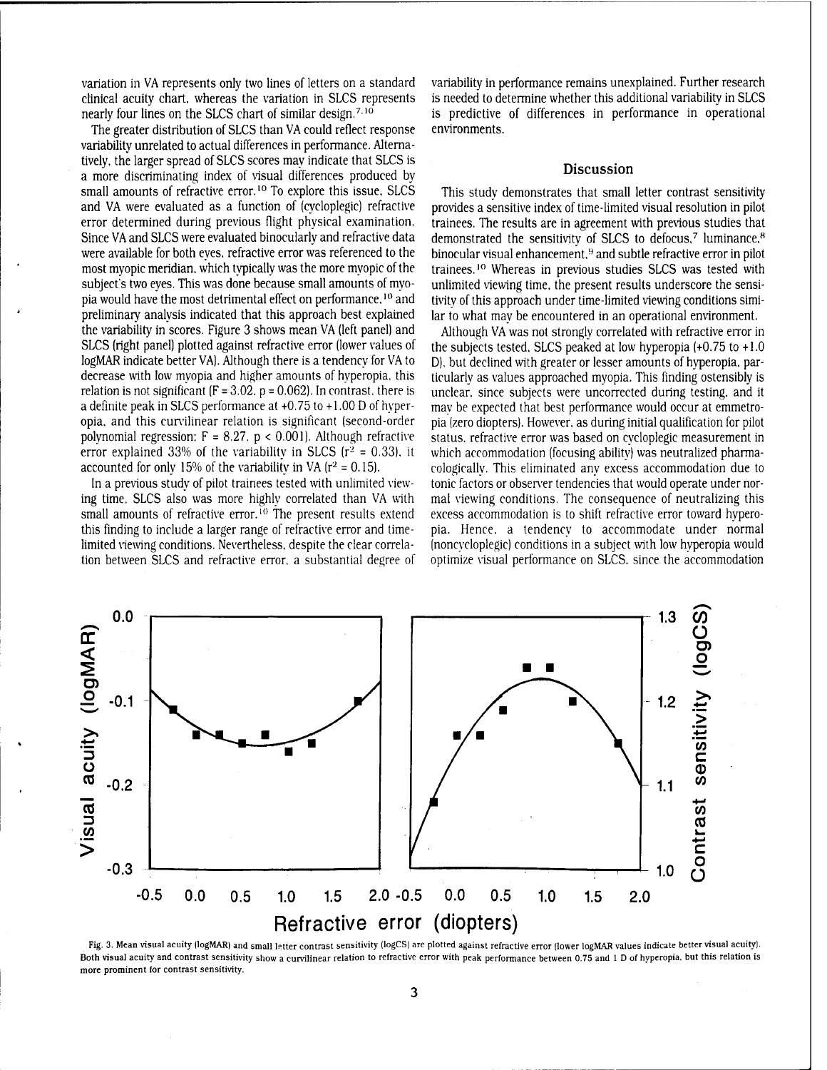variation in VA represents only two lines of letters on a standard clinical acuity chart, whereas the variation in SLCS represents nearly four lines on the SLCS chart of similar design.[7,10]

The greater distribution of SLCS than VA could reflect response variability unrelated to actual differences in performance. Alternatively, the larger spread of SLCS scores may indicate that SLCS is a more discriminating index of visual differences produced by small amounts of refractive error.[10] To explore this issue, SLCS and VA were evaluated as a function of (cycloplegic) refractive error determined during previous flight physical examination. Since VA and SLCS were evaluated binocularly and refractive data were available for both eyes, refractive error was referenced to the most myopic meridian, which typically was the more myopic of the subject's two eyes. This was done because small amounts of myopia would have the most detrimental effect on performance,[10] and preliminary analysis indicated that this approach best explained the variability in scores. Figure 3 shows mean VA (left panel) and SLCS (right panel) plotted against refractive error (lower values of logMAR indicate better VA). Although there is a tendency for VA to decrease with low myopia and higher amounts of hyperopia, this relation is not significant ($F = 3.02$, $p = 0.062$). In contrast, there is a definite peak in SLCS performance at +0.75 to +1.00 D of hyperopia, and this curvilinear relation is significant (second-order polynomial regression: $F = 8.27$, $p < 0.001$). Although refractive error explained 33% of the variability in SLCS ($r^2 = 0.33$), it accounted for only 15% of the variability in VA ($r^2 = 0.15$).

In a previous study of pilot trainees tested with unlimited viewing time, SLCS also was more highly correlated than VA with small amounts of refractive error.[10] The present results extend this finding to include a larger range of refractive error and time-limited viewing conditions. Nevertheless, despite the clear correlation between SLCS and refractive error, a substantial degree of variability in performance remains unexplained. Further research is needed to determine whether this additional variability in SLCS is predictive of differences in performance in operational environments.

## Discussion

This study demonstrates that small letter contrast sensitivity provides a sensitive index of time-limited visual resolution in pilot trainees. The results are in agreement with previous studies that demonstrated the sensitivity of SLCS to defocus,[7] luminance,[8] binocular visual enhancement,[9] and subtle refractive error in pilot trainees.[10] Whereas in previous studies SLCS was tested with unlimited viewing time, the present results underscore the sensitivity of this approach under time-limited viewing conditions similar to what may be encountered in an operational environment.

Although VA was not strongly correlated with refractive error in the subjects tested, SLCS peaked at low hyperopia (+0.75 to +1.0 D), but declined with greater or lesser amounts of hyperopia, particularly as values approached myopia. This finding ostensibly is unclear, since subjects were uncorrected during testing, and it may be expected that best performance would occur at emmetropia (zero diopters). However, as during initial qualification for pilot status, refractive error was based on cycloplegic measurement in which accommodation (focusing ability) was neutralized pharmacologically. This eliminated any excess accommodation due to tonic factors or observer tendencies that would operate under normal viewing conditions. The consequence of neutralizing this excess accommodation is to shift refractive error toward hyperopia. Hence, a tendency to accommodate under normal (noncycloplegic) conditions in a subject with low hyperopia would optimize visual performance on SLCS, since the accommodation

Fig. 3. Mean visual acuity (logMAR) and small letter contrast sensitivity (logCS) are plotted against refractive error (lower logMAR values indicate better visual acuity). Both visual acuity and contrast sensitivity show a curvilinear relation to refractive error with peak performance between 0.75 and 1 D of hyperopia, but this relation is more prominent for contrast sensitivity.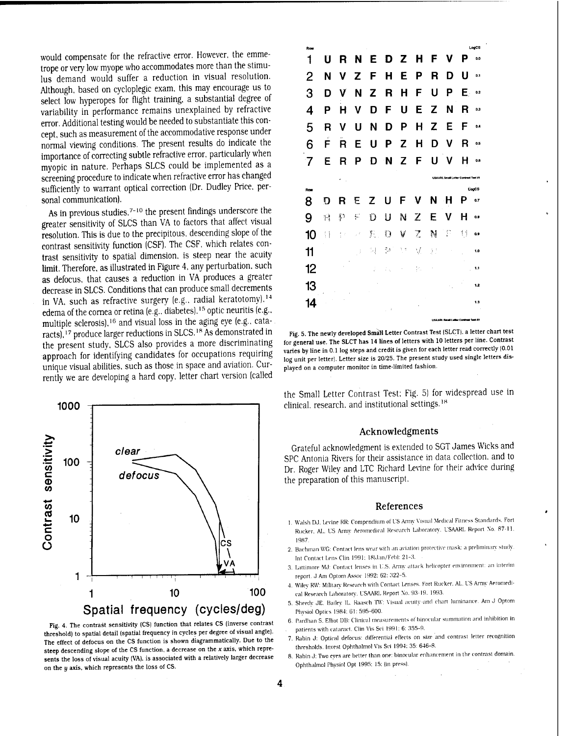would compensate for the refractive error. However, the emmetrope or very low myope who accommodates more than the stimulus demand would suffer a reduction in visual resolution. Although, based on cycloplegic exam, this may encourage us to select low hyperopes for flight training, a substantial degree of variability in performance remains unexplained by refractive error. Additional testing would be needed to substantiate this concept, such as measurement of the accommodative response under normal viewing conditions. The present results do indicate the importance of correcting subtle refractive error, particularly when myopic in nature. Perhaps SLCS could be implemented as a screening procedure to indicate when refractive error has changed sufficiently to warrant optical correction (Dr. Dudley Price, personal communication).

As in previous studies,[7-10] the present findings underscore the greater sensitivity of SLCS than VA to factors that affect visual resolution. This is due to the precipitous, descending slope of the contrast sensitivity function (CSF). The CSF, which relates contrast sensitivity to spatial dimension, is steep near the acuity limit. Therefore, as illustrated in Figure 4, any perturbation, such as defocus, that causes a reduction in VA produces a greater decrease in SLCS. Conditions that can produce small decrements in VA, such as refractive surgery (e.g., radial keratotomy),[14] edema of the cornea or retina (e.g., diabetes),[15] optic neuritis (e.g., multiple sclerosis),[16] and visual loss in the aging eye (e.g., cataracts),[17] produce larger reductions in SLCS.[18] As demonstrated in the present study, SLCS also provides a more discriminating approach for identifying candidates for occupations requiring unique visual abilities, such as those in space and aviation. Currently we are developing a hard copy, letter chart version (called the Small Letter Contrast Test; Fig. 5) for widespread use in clinical, research, and institutional settings.[18]

Fig. 4. The contrast sensitivity (CS) function that relates CS (inverse contrast threshold) to spatial detail (spatial frequency in cycles per degree of visual angle). The effect of defocus on the CS function is shown diagrammatically. Due to the steep descending slope of the CS function, a decrease on the x axis, which represents the loss of visual acuity (VA), is associated with a relatively larger decrease on the y axis, which represents the loss of CS.

Fig. 5. The newly developed Small Letter Contrast Test (SLCT), a letter chart test for general use. The SLCT has 14 lines of letters with 10 letters per line. Contrast varies by line in 0.1 log steps and credit is given for each letter read correctly (0.01 log unit per letter). Letter size is 20/25. The present study used single letters displayed on a computer monitor in time-limited fashion.

## Acknowledgments

Grateful acknowledgment is extended to SGT James Wicks and SPC Antonia Rivers for their assistance in data collection, and to Dr. Roger Wiley and LTC Richard Levine for their advice during the preparation of this manuscript.

## References

1. Walsh DJ, Levine RR: Compendium of US Army Visual Medical Fitness Standards. Fort Rucker, AL, US Army Aeromedical Research Laboratory, USAARL Report No. 87-11, 1987.
2. Bachman WG: Contact lens wear with an aviation protective mask: a preliminary study. Int Contact Lens Clin 1991; 18(Jan/Feb): 21-3.
3. Lattimore MJ: Contact lenses in U.S. Army attack helicopter environment: an interim report. J Am Optom Assoc 1992; 62: 322-5.
4. Wiley RW: Military Research with Contact Lenses. Fort Rucker, AL, US Army Aeromedical Research Laboratory, USAARL Report No. 93-19, 1993.
5. Sheedy JE, Bailey IL, Raasch TW: Visual acuity and chart luminance. Am J Optom Physiol Optics 1984; 61: 595-600.
6. Pardhan S, Elliot DB: Clinical measurements of binocular summation and inhibition in patients with cataract. Clin Vis Sci 1991; 6: 355-9.
7. Rabin J: Optical defocus: differential effects on size and contrast letter recognition thresholds. Invest Ophthalmol Vis Sci 1994; 35: 646-8.
8. Rabin J: Two eyes are better than one: binocular enhancement in the contrast domain. Ophthalmol Physiol Opt 1995; 15: (in press).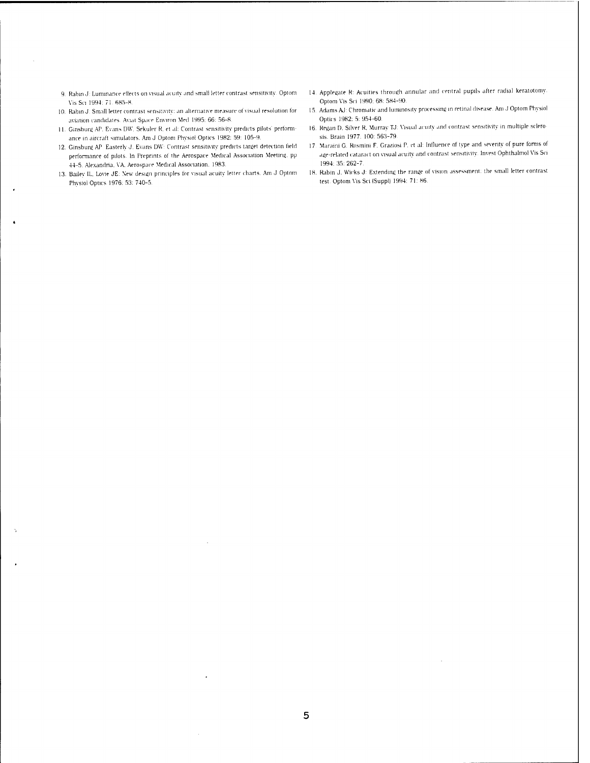9. Rabin J: Luminance effects on visual acuity and small letter contrast sensitivity. Optom Vis Sci 1994; 71: 685-8.
10. Rabin J: Small letter contrast sensitivity: an alternative measure of visual resolution for aviation candidates. Aviat Space Environ Med 1995; 66: 56-8.
11. Ginsburg AP, Evans DW, Sekuler R, et al: Contrast sensitivity predicts pilots' performance in aircraft simulators. Am J Optom Physiol Optics 1982; 59: 105-9.
12. Ginsburg AP, Easterly J, Evans DW: Contrast sensitivity predicts target detection field performance of pilots. In Preprints of the Aerospace Medical Association Meeting, pp 44-5. Alexandria, VA: Aerospace Medical Association, 1983.
13. Bailey IL, Lovie JE: New design principles for visual acuity letter charts. Am J Optom Physiol Optics 1976; 53: 740-5.
14. Applegate R: Acuities through annular and central pupils after radial keratotomy. Optom Vis Sci 1990; 68: 584-90.
15. Adams AJ: Chromatic and luminosity processing in retinal disease. Am J Optom Physiol Optics 1982; 5: 954-60.
16. Regan D, Silver R, Murray TJ: Visual acuity and contrast sensitivity in multiple sclerosis. Brain 1977; 100: 563-79.
17. Maraini G, Rosmini F, Graziosi P, et al: Influence of type and severity of pure forms of age-related cataract on visual acuity and contrast sensitivity. Invest Ophthalmol Vis Sci 1994; 35: 262-7.
18. Rabin J, Wicks J: Extending the range of vision assessment: the small letter contrast test. Optom Vis Sci (Suppl) 1994; 71: 86.